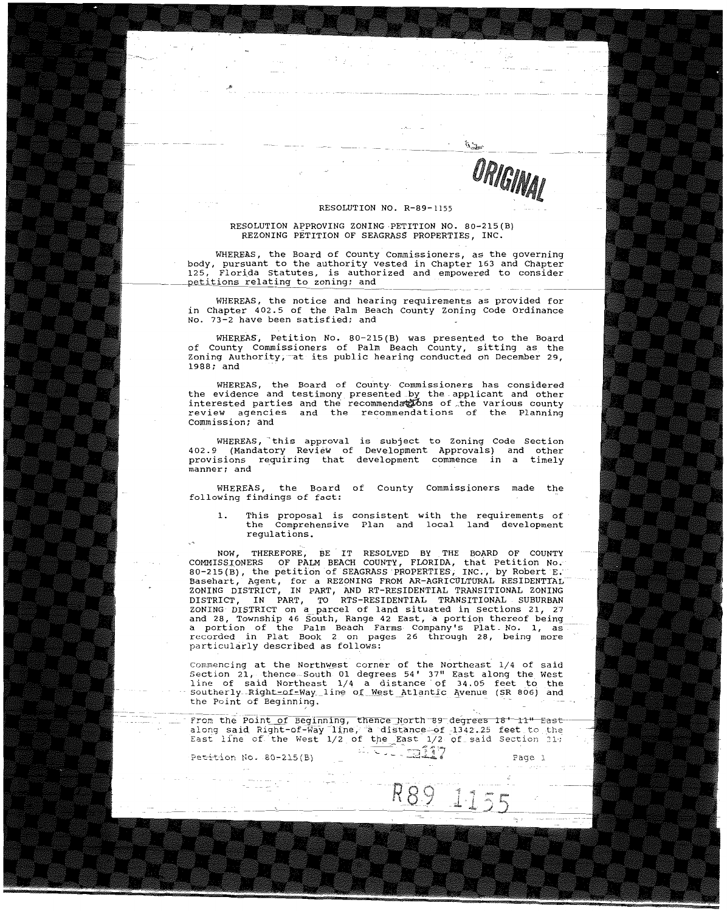ORIGINAL

RESOLUTION NO. R-89-1155

RESOLUTION APPROVING ZONING PETITION NO. 80-215(B)
REZONING PETITION OF SEAGRASS PROPERTIES, INC.

WHEREAS, the Board of County Commissioners, as the governing body, pursuant to the authority vested in Chapter 163 and Chapter 125, Florida Statutes, is authorized and empowered to consider petitions relating to zoning; and

WHEREAS, the notice and hearing requirements as provided for in Chapter 402.5 of the Palm Beach County Zoning Code Ordinance No. 73-2 have been satisfied; and

WHEREAS, Petition No. 80-215(B) was presented to the Board of County Commissioners of Palm Beach County, sitting as the Zoning Authority, at its public hearing conducted on December 29, 1988; and

WHEREAS, the Board of County Commissioners has considered the evidence and testimony presented by the applicant and other interested parties and the recommendations of the various county review agencies and the recommendations of the Planning Commission; and

WHEREAS, this approval is subject to Zoning Code Section 402.9 (Mandatory Review of Development Approvals) and other provisions requiring that development commence in a timely manner; and

WHEREAS, the Board of County Commissioners made the following findings of fact:

1. This proposal is consistent with the requirements of the Comprehensive Plan and local land development regulations.

NOW, THEREFORE, BE IT RESOLVED BY THE BOARD OF COUNTY COMMISSIONERS OF PALM BEACH COUNTY, FLORIDA, that Petition No. 80-215(B), the petition of SEAGRASS PROPERTIES, INC., by Robert E. Basehart, Agent, for a REZONING FROM AR-AGRICULTURAL RESIDENTIAL ZONING DISTRICT, IN PART, AND RT-RESIDENTIAL TRANSITIONAL ZONING DISTRICT, IN PART, TO RTS-RESIDENTIAL TRANSITIONAL SUBURBAN ZONING DISTRICT on a parcel of land situated in Sections 21, 27 and 28, Township 46 South, Range 42 East, a portion thereof being a portion of the Palm Beach Farms Company's Plat No. 1, as recorded in Plat Book 2 on pages 26 through 28, being more particularly described as follows:

Commencing at the Northwest corner of the Northeast 1/4 of said Section 21, thence South 01 degrees 54' 37" East along the West line of said Northeast 1/4 a distance of 34.05 feet to the Southerly Right-of-Way line of West Atlantic Avenue (SR 806) and the Point of Beginning.

From the Point of Beginning, thence North 89 degrees 18' 11" East along said Right-of-Way line, a distance of 1342.25 feet to the East line of the West 1/2 of the East 1/2 of said Section 21;

Petition No. 80-215(B)

R89 1155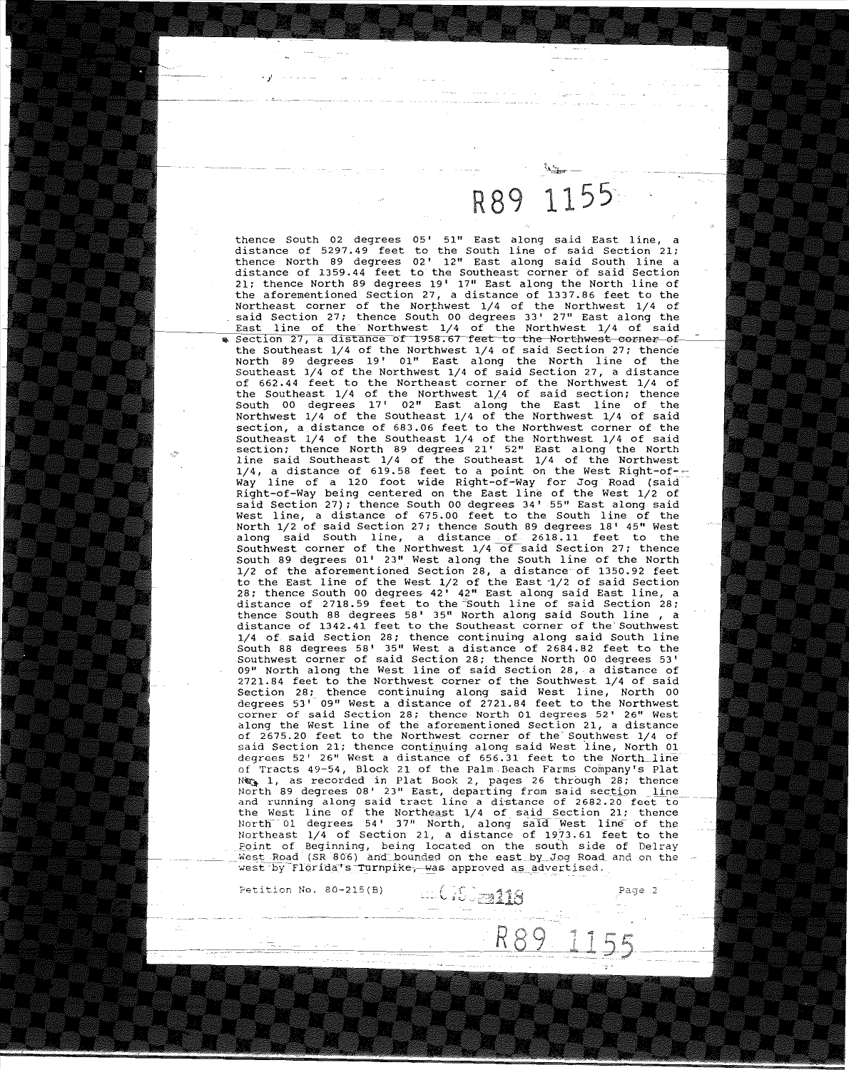R89 1155

thence South 02 degrees 05' 51" East along said East line, a distance of 5297.49 feet to the South line of said Section 21; thence North 89 degrees 02' 12" East along said South line a distance of 1359.44 feet to the Southeast corner of said Section 21; thence North 89 degrees 19' 17" East along the North line of the aforementioned Section 27, a distance of 1337.86 feet to the Northeast corner of the Northwest 1/4 of the Northwest 1/4 of said Section 27; thence South 00 degrees 33' 27" East along the East line of the Northwest 1/4 of the Northwest 1/4 of said Section 27, a distance of 1958.67 feet to the Northwest corner of the Southeast 1/4 of the Northwest 1/4 of said Section 27; thence North 89 degrees 19' 01" East along the North line of the Southeast 1/4 of the Northwest 1/4 of said Section 27, a distance of 662.44 feet to the Northeast corner of the Northwest 1/4 of the Southeast 1/4 of the Northwest 1/4 of said section; thence South 00 degrees 17' 02" East along the East line of the Northwest 1/4 of the Southeast 1/4 of the Northwest 1/4 of said section, a distance of 683.06 feet to the Northwest corner of the Southeast 1/4 of the Southeast 1/4 of the Northwest 1/4 of said section; thence North 89 degrees 21' 52" East along the North line said Southeast 1/4 of the Southeast 1/4 of the Northwest 1/4, a distance of 619.58 feet to a point on the West Right-of-Way line of a 120 foot wide Right-of-Way for Jog Road (said Right-of-Way being centered on the East line of the West 1/2 of said Section 27); thence South 00 degrees 34' 55" East along said West line, a distance of 675.00 feet to the South line of the North 1/2 of said Section 27; thence South 89 degrees 18' 45" West along said South line, a distance of 2618.11 feet to the Southwest corner of the Northwest 1/4 of said Section 27; thence South 89 degrees 01' 23" West along the South line of the North 1/2 of the aforementioned Section 28, a distance of 1350.92 feet to the East line of the West 1/2 of the East 1/2 of said Section 28; thence South 00 degrees 42' 42" East along said East line, a distance of 2718.59 feet to the South line of said Section 28; thence South 88 degrees 58' 35" North along said South line , a distance of 1342.41 feet to the Southeast corner of the Southwest 1/4 of said Section 28; thence continuing along said South line South 88 degrees 58' 35" West a distance of 2684.82 feet to the Southwest corner of said Section 28; thence North 00 degrees 53' 09" North along the West line of said Section 28, a distance of 2721.84 feet to the Northwest corner of the Southwest 1/4 of said Section 28; thence continuing along said West line, North 00 degrees 53' 09" West a distance of 2721.84 feet to the Northwest corner of said Section 28; thence North 01 degrees 52' 26" West along the West line of the aforementioned Section 21, a distance of 2675.20 feet to the Northwest corner of the Southwest 1/4 of said Section 21; thence continuing along said West line, North 01 degrees 52' 26" West a distance of 656.31 feet to the North line of Tracts 49-54, Block 21 of the Palm Beach Farms Company's Plat No. 1, as recorded in Plat Book 2, pages 26 through 28; thence North 89 degrees 08' 23" East, departing from said section line and running along said tract line a distance of 2682.20 feet to the West line of the Northeast 1/4 of said Section 21; thence North 01 degrees 54' 37" North, along said West line of the Northeast 1/4 of Section 21, a distance of 1973.61 feet to the Point of Beginning, being located on the south side of Delray West Road (SR 806) and bounded on the east by Jog Road and on the west by Florida's Turnpike, was approved as advertised.

Petition No. 80-215(B)

R89 1155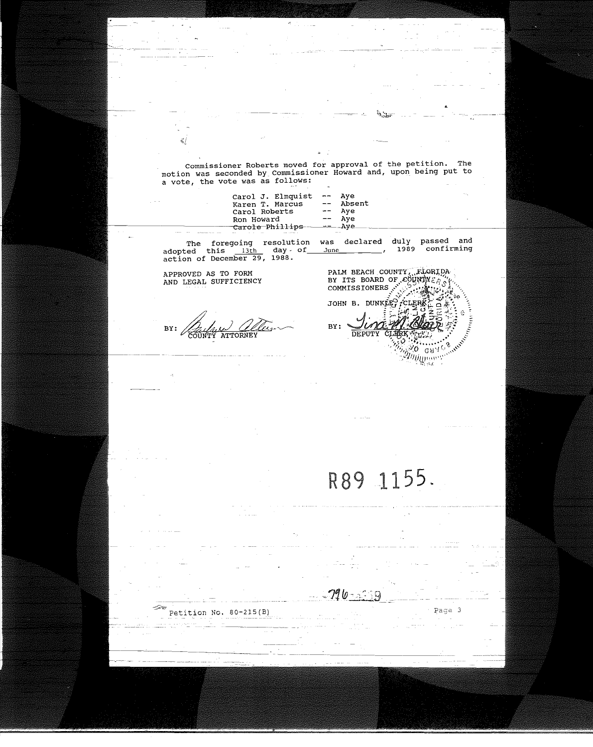Commissioner Roberts moved for approval of the petition. The motion was seconded by Commissioner Howard and, upon being put to a vote, the vote was as follows:

| | | |
|---|---|---|
| Carol J. Elmquist | -- | Aye |
| Karen T. Marcus | -- | Absent |
| Carol Roberts | -- | Aye |
| Ron Howard | -- | Aye |
| Carole Phillips | -- | Aye |

The foregoing resolution was declared duly passed and adopted this 13th day of June, 1989 confirming action of December 29, 1988.

APPROVED AS TO FORM AND LEGAL SUFFICIENCY

BY: COUNTY ATTORNEY

PALM BEACH COUNTY, FLORIDA BY ITS BOARD OF COUNTY COMMISSIONERS

JOHN B. DUNKLE, CLERK

BY: DEPUTY CLERK

R89 1155.

Petition No. 80-215(B)